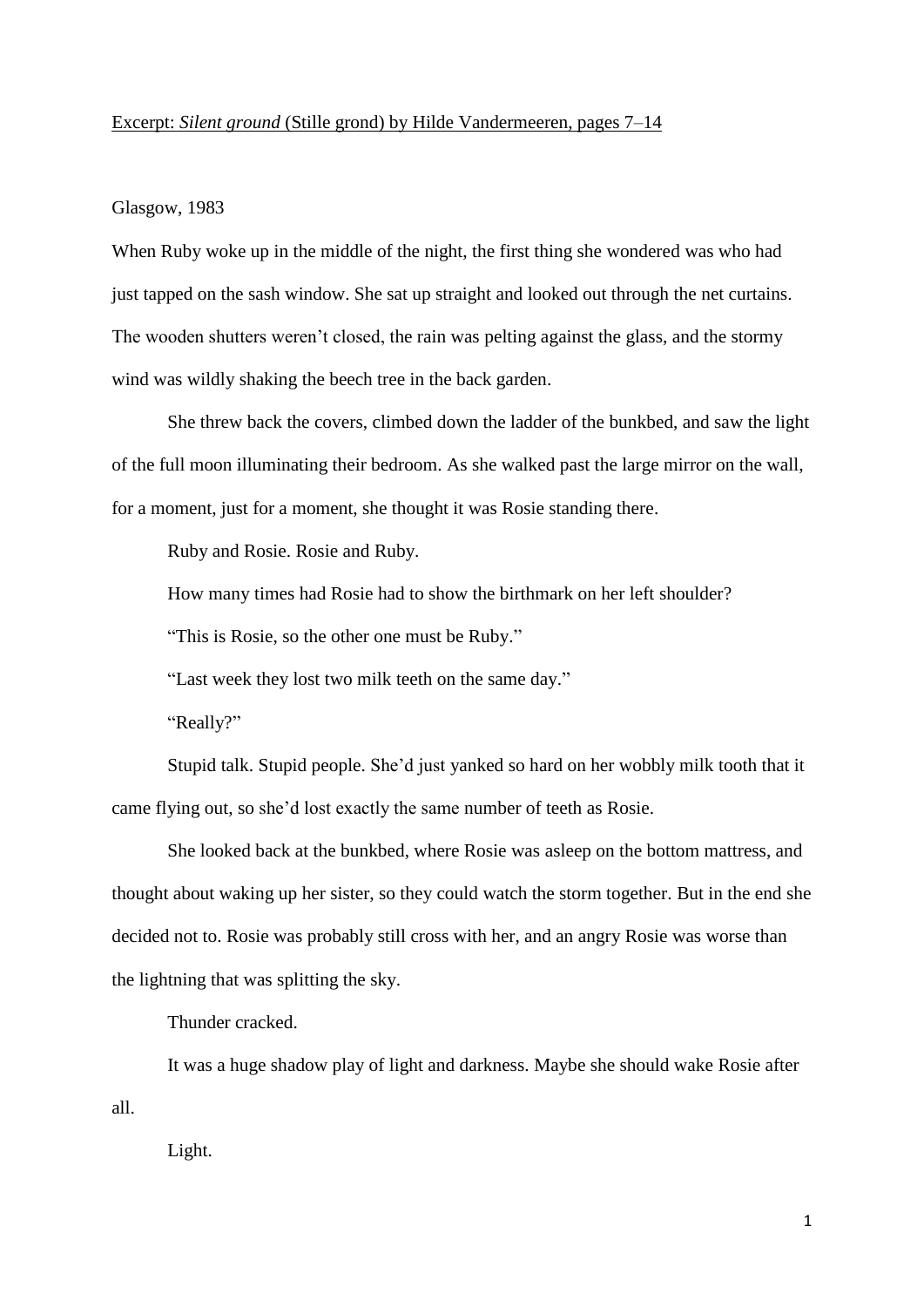Excerpt: *Silent ground* (Stille grond) by Hilde Vandermeeren, pages 7–14

Glasgow, 1983

When Ruby woke up in the middle of the night, the first thing she wondered was who had just tapped on the sash window. She sat up straight and looked out through the net curtains. The wooden shutters weren't closed, the rain was pelting against the glass, and the stormy wind was wildly shaking the beech tree in the back garden.

She threw back the covers, climbed down the ladder of the bunkbed, and saw the light of the full moon illuminating their bedroom. As she walked past the large mirror on the wall, for a moment, just for a moment, she thought it was Rosie standing there.

Ruby and Rosie. Rosie and Ruby.

How many times had Rosie had to show the birthmark on her left shoulder?

"This is Rosie, so the other one must be Ruby."

"Last week they lost two milk teeth on the same day."

"Really?"

Stupid talk. Stupid people. She'd just yanked so hard on her wobbly milk tooth that it came flying out, so she'd lost exactly the same number of teeth as Rosie.

She looked back at the bunkbed, where Rosie was asleep on the bottom mattress, and thought about waking up her sister, so they could watch the storm together. But in the end she decided not to. Rosie was probably still cross with her, and an angry Rosie was worse than the lightning that was splitting the sky.

Thunder cracked.

It was a huge shadow play of light and darkness. Maybe she should wake Rosie after all.

Light.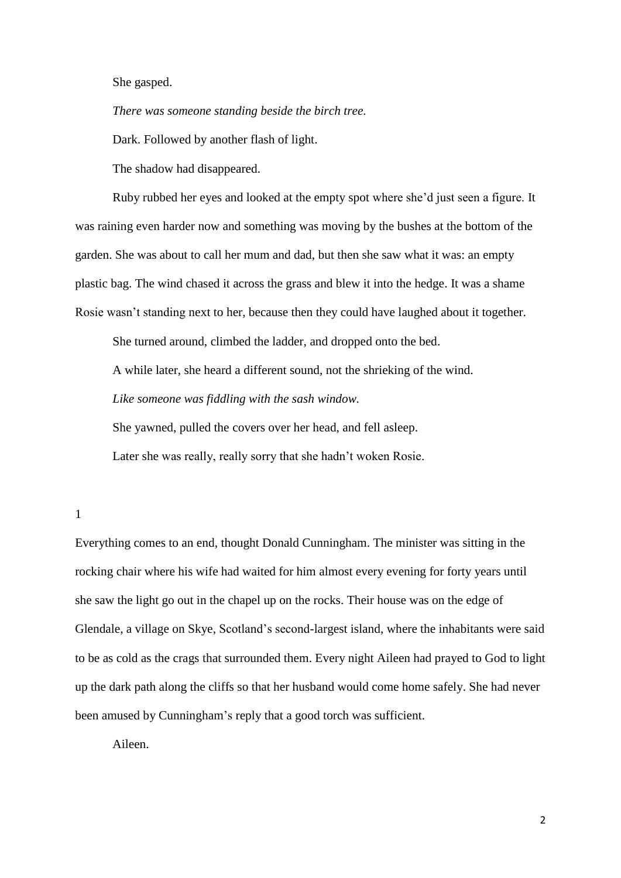She gasped.

*There was someone standing beside the birch tree.*

Dark. Followed by another flash of light.

The shadow had disappeared.

Ruby rubbed her eyes and looked at the empty spot where she'd just seen a figure. It was raining even harder now and something was moving by the bushes at the bottom of the garden. She was about to call her mum and dad, but then she saw what it was: an empty plastic bag. The wind chased it across the grass and blew it into the hedge. It was a shame Rosie wasn't standing next to her, because then they could have laughed about it together.

She turned around, climbed the ladder, and dropped onto the bed.

A while later, she heard a different sound, not the shrieking of the wind.

*Like someone was fiddling with the sash window.*

She yawned, pulled the covers over her head, and fell asleep.

Later she was really, really sorry that she hadn't woken Rosie.

## 1

Everything comes to an end, thought Donald Cunningham. The minister was sitting in the rocking chair where his wife had waited for him almost every evening for forty years until she saw the light go out in the chapel up on the rocks. Their house was on the edge of Glendale, a village on Skye, Scotland's second-largest island, where the inhabitants were said to be as cold as the crags that surrounded them. Every night Aileen had prayed to God to light up the dark path along the cliffs so that her husband would come home safely. She had never been amused by Cunningham's reply that a good torch was sufficient.

Aileen.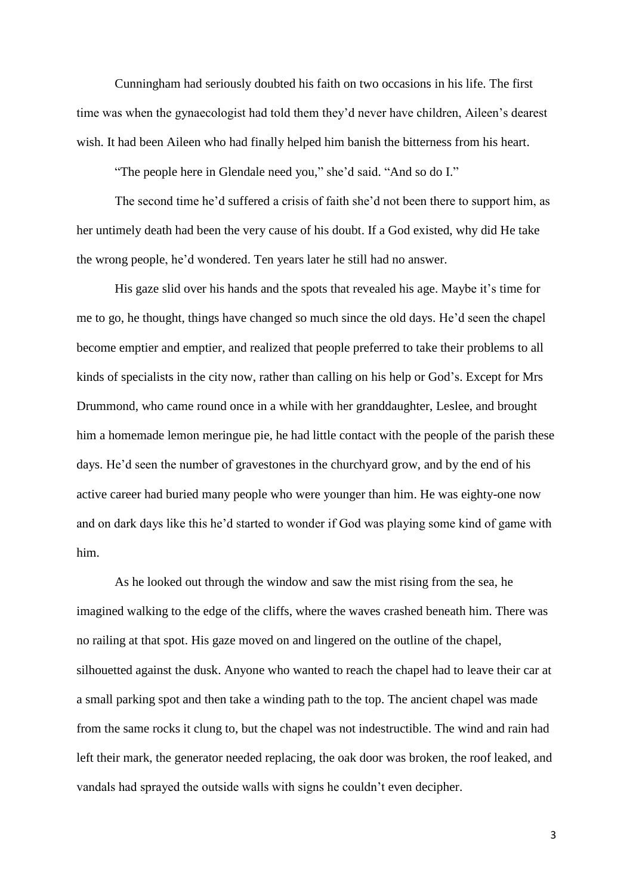Cunningham had seriously doubted his faith on two occasions in his life. The first time was when the gynaecologist had told them they'd never have children, Aileen's dearest wish. It had been Aileen who had finally helped him banish the bitterness from his heart.

"The people here in Glendale need you," she'd said. "And so do I."

The second time he'd suffered a crisis of faith she'd not been there to support him, as her untimely death had been the very cause of his doubt. If a God existed, why did He take the wrong people, he'd wondered. Ten years later he still had no answer.

His gaze slid over his hands and the spots that revealed his age. Maybe it's time for me to go, he thought, things have changed so much since the old days. He'd seen the chapel become emptier and emptier, and realized that people preferred to take their problems to all kinds of specialists in the city now, rather than calling on his help or God's. Except for Mrs Drummond, who came round once in a while with her granddaughter, Leslee, and brought him a homemade lemon meringue pie, he had little contact with the people of the parish these days. He'd seen the number of gravestones in the churchyard grow, and by the end of his active career had buried many people who were younger than him. He was eighty-one now and on dark days like this he'd started to wonder if God was playing some kind of game with him.

As he looked out through the window and saw the mist rising from the sea, he imagined walking to the edge of the cliffs, where the waves crashed beneath him. There was no railing at that spot. His gaze moved on and lingered on the outline of the chapel, silhouetted against the dusk. Anyone who wanted to reach the chapel had to leave their car at a small parking spot and then take a winding path to the top. The ancient chapel was made from the same rocks it clung to, but the chapel was not indestructible. The wind and rain had left their mark, the generator needed replacing, the oak door was broken, the roof leaked, and vandals had sprayed the outside walls with signs he couldn't even decipher.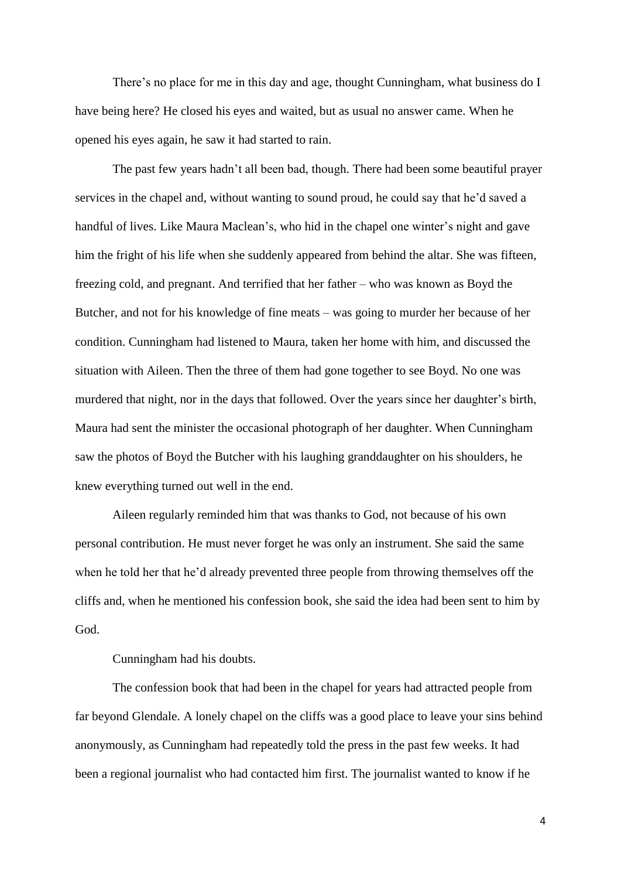There's no place for me in this day and age, thought Cunningham, what business do I have being here? He closed his eyes and waited, but as usual no answer came. When he opened his eyes again, he saw it had started to rain.

The past few years hadn't all been bad, though. There had been some beautiful prayer services in the chapel and, without wanting to sound proud, he could say that he'd saved a handful of lives. Like Maura Maclean's, who hid in the chapel one winter's night and gave him the fright of his life when she suddenly appeared from behind the altar. She was fifteen, freezing cold, and pregnant. And terrified that her father – who was known as Boyd the Butcher, and not for his knowledge of fine meats – was going to murder her because of her condition. Cunningham had listened to Maura, taken her home with him, and discussed the situation with Aileen. Then the three of them had gone together to see Boyd. No one was murdered that night, nor in the days that followed. Over the years since her daughter's birth, Maura had sent the minister the occasional photograph of her daughter. When Cunningham saw the photos of Boyd the Butcher with his laughing granddaughter on his shoulders, he knew everything turned out well in the end.

Aileen regularly reminded him that was thanks to God, not because of his own personal contribution. He must never forget he was only an instrument. She said the same when he told her that he'd already prevented three people from throwing themselves off the cliffs and, when he mentioned his confession book, she said the idea had been sent to him by God.

Cunningham had his doubts.

The confession book that had been in the chapel for years had attracted people from far beyond Glendale. A lonely chapel on the cliffs was a good place to leave your sins behind anonymously, as Cunningham had repeatedly told the press in the past few weeks. It had been a regional journalist who had contacted him first. The journalist wanted to know if he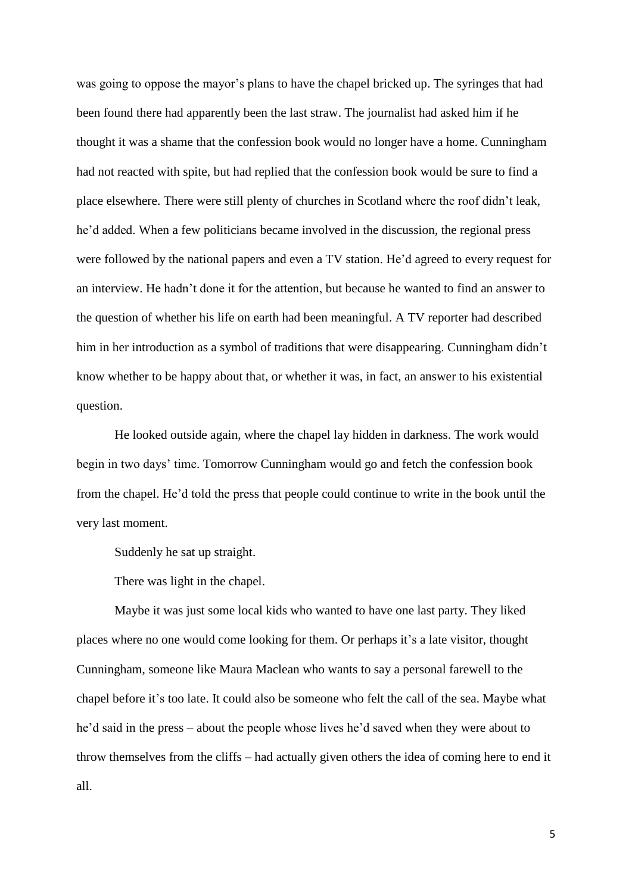was going to oppose the mayor's plans to have the chapel bricked up. The syringes that had been found there had apparently been the last straw. The journalist had asked him if he thought it was a shame that the confession book would no longer have a home. Cunningham had not reacted with spite, but had replied that the confession book would be sure to find a place elsewhere. There were still plenty of churches in Scotland where the roof didn't leak, he'd added. When a few politicians became involved in the discussion, the regional press were followed by the national papers and even a TV station. He'd agreed to every request for an interview. He hadn't done it for the attention, but because he wanted to find an answer to the question of whether his life on earth had been meaningful. A TV reporter had described him in her introduction as a symbol of traditions that were disappearing. Cunningham didn't know whether to be happy about that, or whether it was, in fact, an answer to his existential question.

He looked outside again, where the chapel lay hidden in darkness. The work would begin in two days' time. Tomorrow Cunningham would go and fetch the confession book from the chapel. He'd told the press that people could continue to write in the book until the very last moment.

Suddenly he sat up straight.

There was light in the chapel.

Maybe it was just some local kids who wanted to have one last party. They liked places where no one would come looking for them. Or perhaps it's a late visitor, thought Cunningham, someone like Maura Maclean who wants to say a personal farewell to the chapel before it's too late. It could also be someone who felt the call of the sea. Maybe what he'd said in the press – about the people whose lives he'd saved when they were about to throw themselves from the cliffs – had actually given others the idea of coming here to end it all.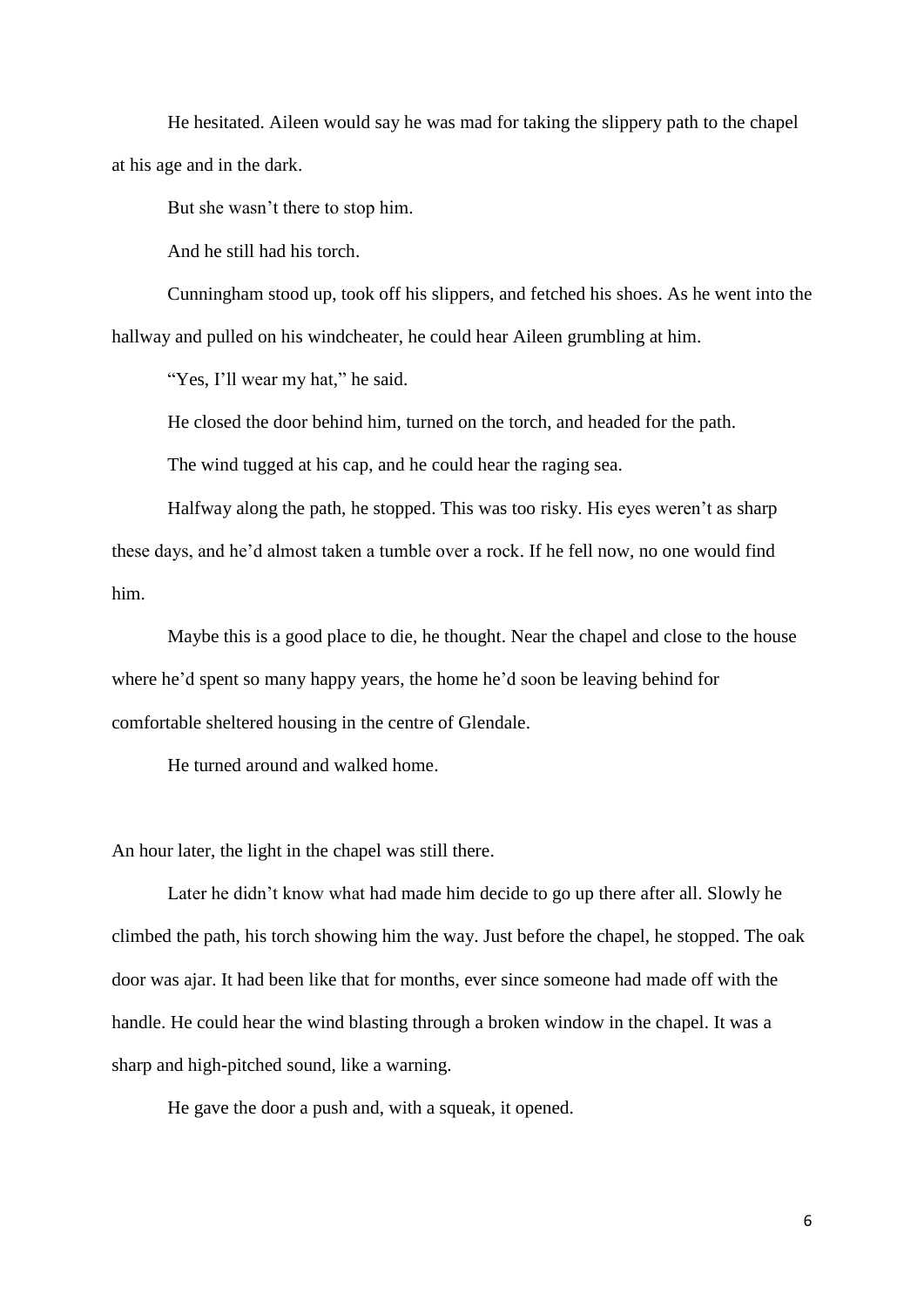He hesitated. Aileen would say he was mad for taking the slippery path to the chapel at his age and in the dark.

But she wasn't there to stop him.

And he still had his torch.

Cunningham stood up, took off his slippers, and fetched his shoes. As he went into the hallway and pulled on his windcheater, he could hear Aileen grumbling at him.

"Yes, I'll wear my hat," he said.

He closed the door behind him, turned on the torch, and headed for the path.

The wind tugged at his cap, and he could hear the raging sea.

Halfway along the path, he stopped. This was too risky. His eyes weren't as sharp these days, and he'd almost taken a tumble over a rock. If he fell now, no one would find him.

Maybe this is a good place to die, he thought. Near the chapel and close to the house where he'd spent so many happy years, the home he'd soon be leaving behind for comfortable sheltered housing in the centre of Glendale.

He turned around and walked home.

An hour later, the light in the chapel was still there.

Later he didn't know what had made him decide to go up there after all. Slowly he climbed the path, his torch showing him the way. Just before the chapel, he stopped. The oak door was ajar. It had been like that for months, ever since someone had made off with the handle. He could hear the wind blasting through a broken window in the chapel. It was a sharp and high-pitched sound, like a warning.

He gave the door a push and, with a squeak, it opened.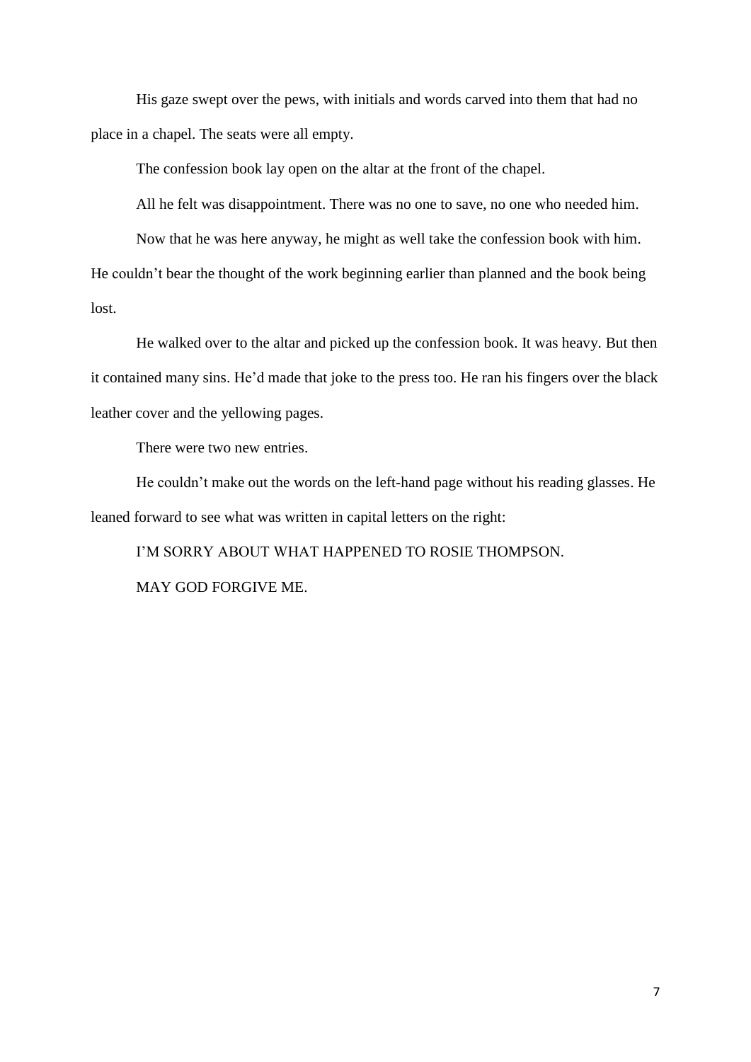His gaze swept over the pews, with initials and words carved into them that had no place in a chapel. The seats were all empty.

The confession book lay open on the altar at the front of the chapel.

All he felt was disappointment. There was no one to save, no one who needed him.

Now that he was here anyway, he might as well take the confession book with him. He couldn't bear the thought of the work beginning earlier than planned and the book being lost.

He walked over to the altar and picked up the confession book. It was heavy. But then it contained many sins. He'd made that joke to the press too. He ran his fingers over the black leather cover and the yellowing pages.

There were two new entries.

He couldn't make out the words on the left-hand page without his reading glasses. He leaned forward to see what was written in capital letters on the right:

I'M SORRY ABOUT WHAT HAPPENED TO ROSIE THOMPSON.

MAY GOD FORGIVE ME.